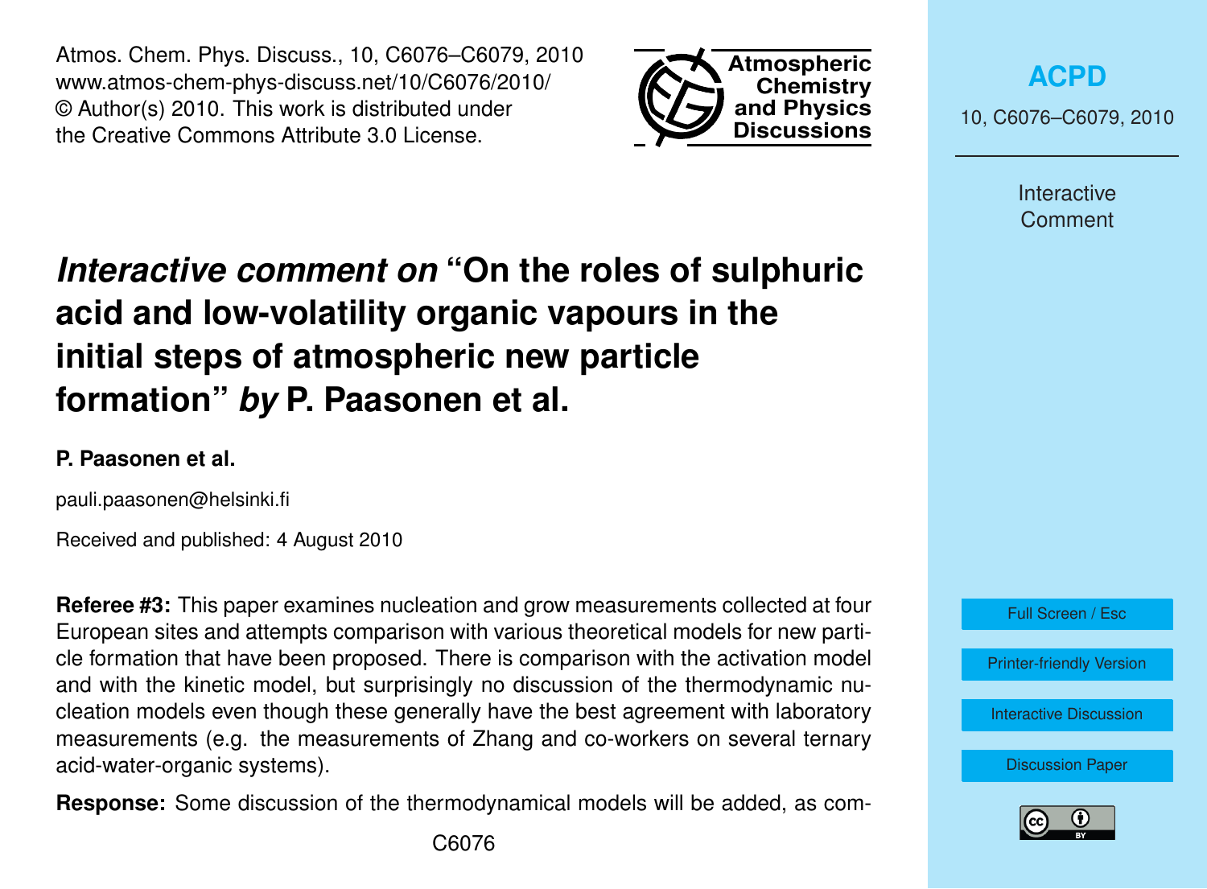Atmos. Chem. Phys. Discuss., 10, C6076–C6079, 2010
www.atmos-chem-phys-discuss.net/10/C6076/2010/
© Author(s) 2010. This work is distributed under
the Creative Commons Attribute 3.0 License.

# *Interactive comment on* "On the roles of sulphuric acid and low-volatility organic vapours in the initial steps of atmospheric new particle formation" *by* P. Paasonen et al.

**P. Paasonen et al.**

pauli.paasonen@helsinki.fi

Received and published: 4 August 2010

**Referee #3:** This paper examines nucleation and grow measurements collected at four European sites and attempts comparison with various theoretical models for new particle formation that have been proposed. There is comparison with the activation model and with the kinetic model, but surprisingly no discussion of the thermodynamic nucleation models even though these generally have the best agreement with laboratory measurements (e.g. the measurements of Zhang and co-workers on several ternary acid-water-organic systems).

**Response:** Some discussion of the thermodynamical models will be added, as com-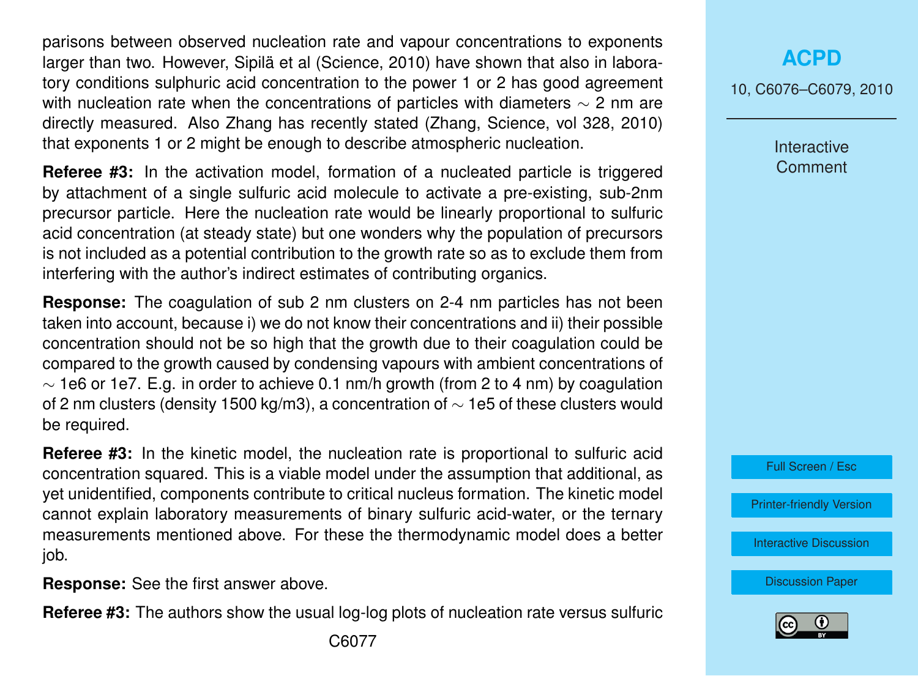parisons between observed nucleation rate and vapour concentrations to exponents larger than two. However, Sipilä et al (Science, 2010) have shown that also in laboratory conditions sulphuric acid concentration to the power 1 or 2 has good agreement with nucleation rate when the concentrations of particles with diameters $\sim$ 2 nm are directly measured. Also Zhang has recently stated (Zhang, Science, vol 328, 2010) that exponents 1 or 2 might be enough to describe atmospheric nucleation.

**Referee #3:** In the activation model, formation of a nucleated particle is triggered by attachment of a single sulfuric acid molecule to activate a pre-existing, sub-2nm precursor particle. Here the nucleation rate would be linearly proportional to sulfuric acid concentration (at steady state) but one wonders why the population of precursors is not included as a potential contribution to the growth rate so as to exclude them from interfering with the author's indirect estimates of contributing organics.

**Response:** The coagulation of sub 2 nm clusters on 2-4 nm particles has not been taken into account, because i) we do not know their concentrations and ii) their possible concentration should not be so high that the growth due to their coagulation could be compared to the growth caused by condensing vapours with ambient concentrations of $\sim$ 1e6 or 1e7. E.g. in order to achieve 0.1 nm/h growth (from 2 to 4 nm) by coagulation of 2 nm clusters (density 1500 kg/m3), a concentration of $\sim$ 1e5 of these clusters would be required.

**Referee #3:** In the kinetic model, the nucleation rate is proportional to sulfuric acid concentration squared. This is a viable model under the assumption that additional, as yet unidentified, components contribute to critical nucleus formation. The kinetic model cannot explain laboratory measurements of binary sulfuric acid-water, or the ternary measurements mentioned above. For these the thermodynamic model does a better job.

**Response:** See the first answer above.

**Referee #3:** The authors show the usual log-log plots of nucleation rate versus sulfuric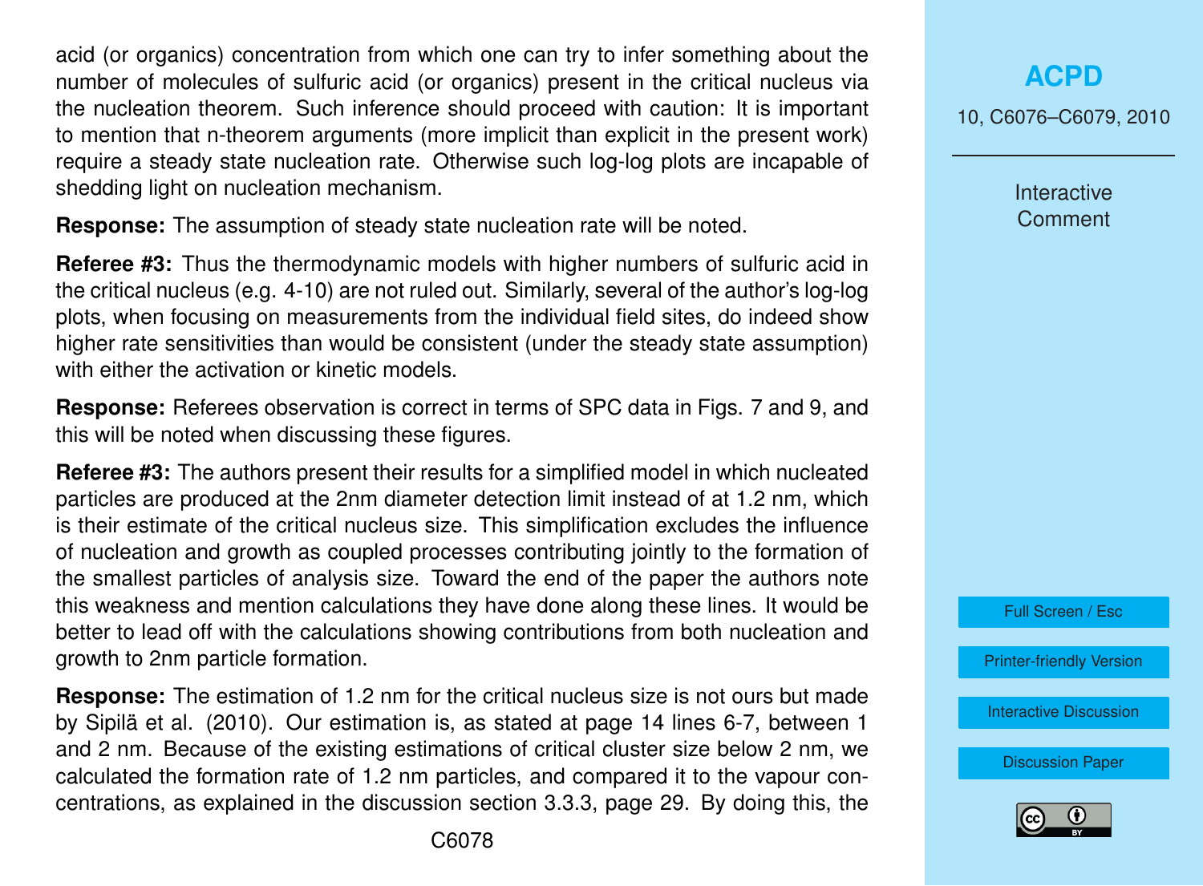acid (or organics) concentration from which one can try to infer something about the number of molecules of sulfuric acid (or organics) present in the critical nucleus via the nucleation theorem. Such inference should proceed with caution: It is important to mention that n-theorem arguments (more implicit than explicit in the present work) require a steady state nucleation rate. Otherwise such log-log plots are incapable of shedding light on nucleation mechanism.

**Response:** The assumption of steady state nucleation rate will be noted.

**Referee #3:** Thus the thermodynamic models with higher numbers of sulfuric acid in the critical nucleus (e.g. 4-10) are not ruled out. Similarly, several of the author's log-log plots, when focusing on measurements from the individual field sites, do indeed show higher rate sensitivities than would be consistent (under the steady state assumption) with either the activation or kinetic models.

**Response:** Referees observation is correct in terms of SPC data in Figs. 7 and 9, and this will be noted when discussing these figures.

**Referee #3:** The authors present their results for a simplified model in which nucleated particles are produced at the 2nm diameter detection limit instead of at 1.2 nm, which is their estimate of the critical nucleus size. This simplification excludes the influence of nucleation and growth as coupled processes contributing jointly to the formation of the smallest particles of analysis size. Toward the end of the paper the authors note this weakness and mention calculations they have done along these lines. It would be better to lead off with the calculations showing contributions from both nucleation and growth to 2nm particle formation.

**Response:** The estimation of 1.2 nm for the critical nucleus size is not ours but made by Sipilä et al. (2010). Our estimation is, as stated at page 14 lines 6-7, between 1 and 2 nm. Because of the existing estimations of critical cluster size below 2 nm, we calculated the formation rate of 1.2 nm particles, and compared it to the vapour concentrations, as explained in the discussion section 3.3.3, page 29. By doing this, the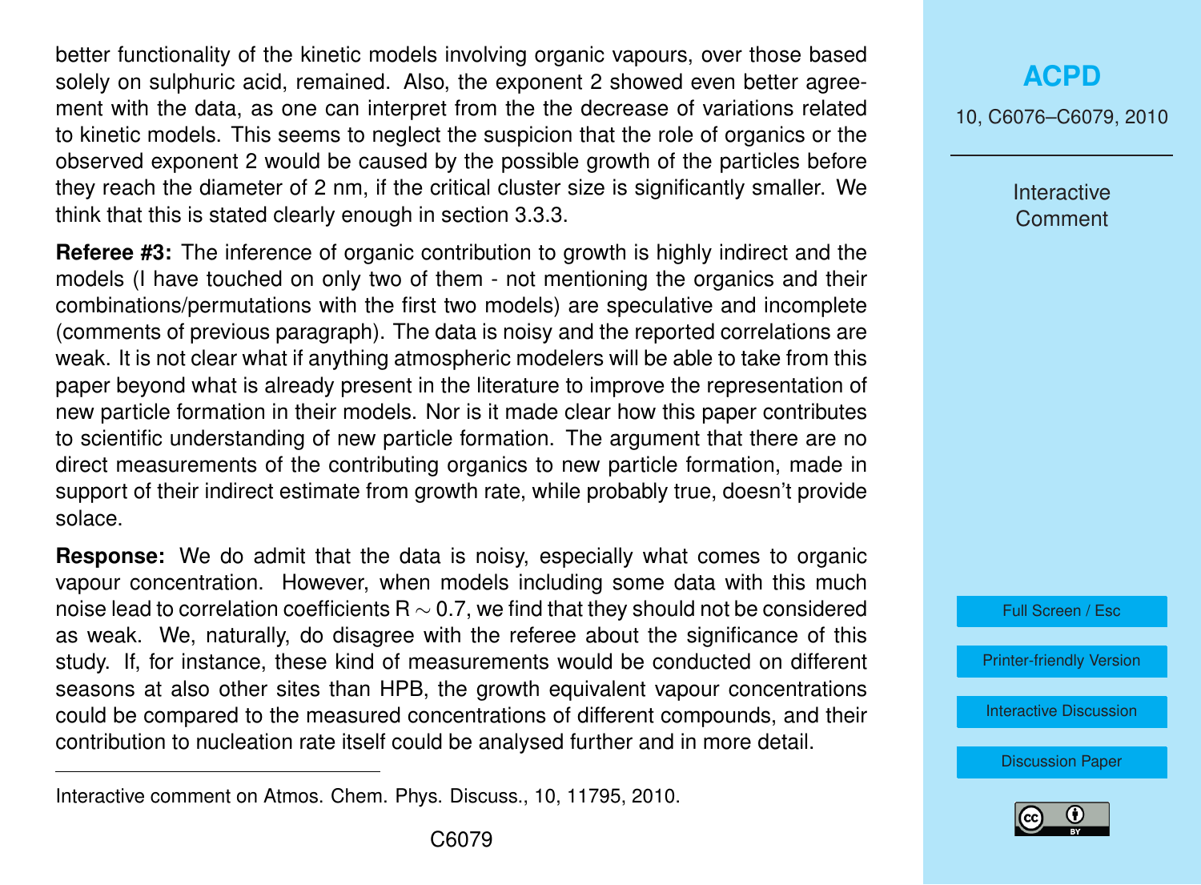better functionality of the kinetic models involving organic vapours, over those based solely on sulphuric acid, remained. Also, the exponent 2 showed even better agreement with the data, as one can interpret from the the decrease of variations related to kinetic models. This seems to neglect the suspicion that the role of organics or the observed exponent 2 would be caused by the possible growth of the particles before they reach the diameter of 2 nm, if the critical cluster size is significantly smaller. We think that this is stated clearly enough in section 3.3.3.

**Referee #3:** The inference of organic contribution to growth is highly indirect and the models (I have touched on only two of them - not mentioning the organics and their combinations/permutations with the first two models) are speculative and incomplete (comments of previous paragraph). The data is noisy and the reported correlations are weak. It is not clear what if anything atmospheric modelers will be able to take from this paper beyond what is already present in the literature to improve the representation of new particle formation in their models. Nor is it made clear how this paper contributes to scientific understanding of new particle formation. The argument that there are no direct measurements of the contributing organics to new particle formation, made in support of their indirect estimate from growth rate, while probably true, doesn't provide solace.

**Response:** We do admit that the data is noisy, especially what comes to organic vapour concentration. However, when models including some data with this much noise lead to correlation coefficients $R \sim 0.7$, we find that they should not be considered as weak. We, naturally, do disagree with the referee about the significance of this study. If, for instance, these kind of measurements would be conducted on different seasons at also other sites than HPB, the growth equivalent vapour concentrations could be compared to the measured concentrations of different compounds, and their contribution to nucleation rate itself could be analysed further and in more detail.

---

Interactive comment on Atmos. Chem. Phys. Discuss., 10, 11795, 2010.